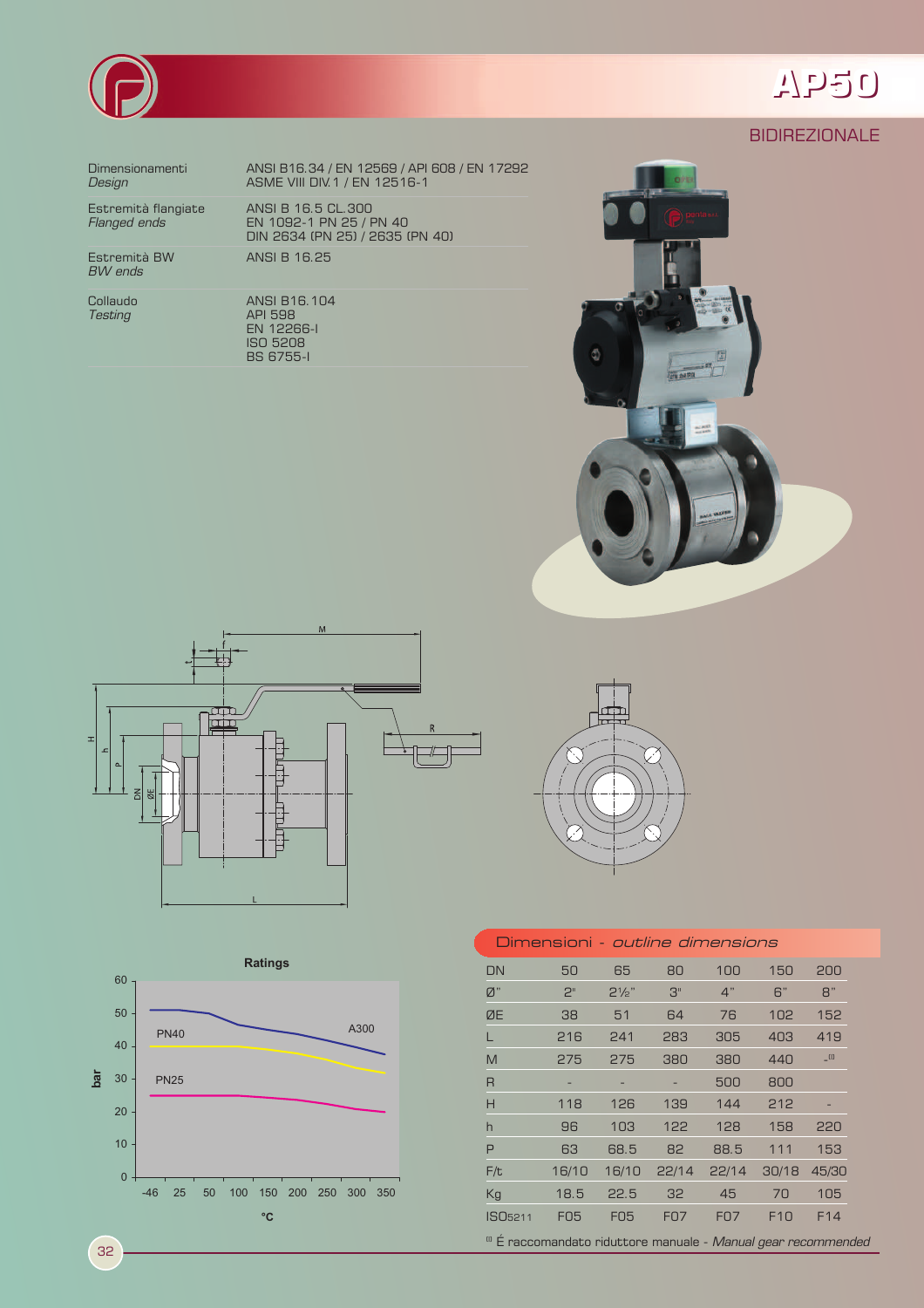# AP50

## BIDIREZIONALE

| | |
|---|---|
| Dimensionamenti *Design* | ANSI B16.34 / EN 12569 / API 608 / EN 17292 ASME VIII DIV.1 / EN 12516-1 |
| Estremità flangiate *Flanged ends* | ANSI B 16.5 CL.300 EN 1092-1 PN 25 / PN 40 DIN 2634 (PN 25) / 2635 (PN 40) |
| Estremità BW *BW ends* | ANSI B 16.25 |
| Collaudo *Testing* | ANSI B16.104 API 598 EN 12266-I ISO 5208 BS 6755-I |

**Ratings**

| °C | -46 | 25 | 50 | 100 | 150 | 200 | 250 | 300 | 350 |
|---|---|---|---|---|---|---|---|---|---|

Curves (bar): A300, PN40, PN25

## Dimensioni - *outline dimensions*

| DN | 50 | 65 | 80 | 100 | 150 | 200 |
|---|---|---|---|---|---|---|
| Ø" | 2" | 2½" | 3" | 4" | 6" | 8" |
| ØE | 38 | 51 | 64 | 76 | 102 | 152 |
| L | 216 | 241 | 283 | 305 | 403 | 419 |
| M | 275 | 275 | 380 | 380 | 440 | -[1] |
| R | - | - | - | 500 | 800 | |
| H | 118 | 126 | 139 | 144 | 212 | - |
| h | 96 | 103 | 122 | 128 | 158 | 220 |
| P | 63 | 68.5 | 82 | 88.5 | 111 | 153 |
| F/t | 16/10 | 16/10 | 22/14 | 22/14 | 30/18 | 45/30 |
| Kg | 18.5 | 22.5 | 32 | 45 | 70 | 105 |
| ISO5211 | F05 | F05 | F07 | F07 | F10 | F14 |

[1] É raccomandato riduttore manuale - *Manual gear recommended*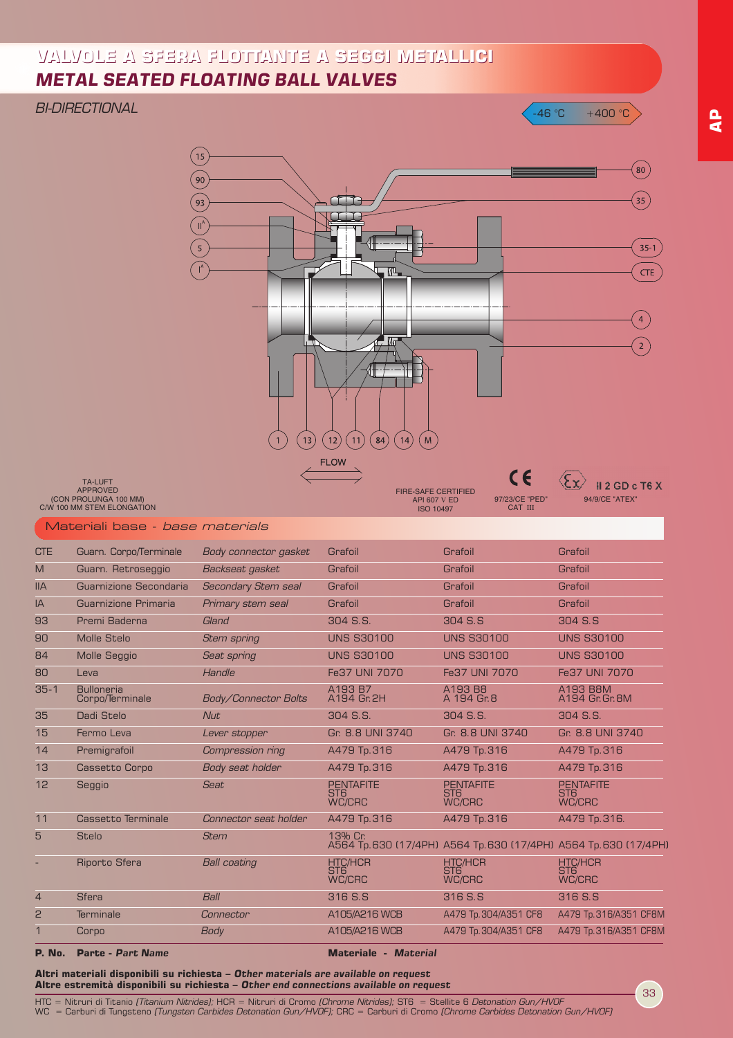# VALVOLE A SFERA FLOTTANTE A SEGGI METALLICI
# *METAL SEATED FLOATING BALL VALVES*

*BI-DIRECTIONAL*

-46 °C +400 °C

15
90
93
II^A
5
I^A
80
35
35-1
CTE
4
2
1
13
12
11
84
14
M

FLOW

TA-LUFT
APPROVED
(CON PROLUNGA 100 MM)
C/W 100 MM STEM ELONGATION

FIRE-SAFE CERTIFIED
API 607 V ED
ISO 10497

97/23/CE "PED"
CAT III

II 2 GD c T6 X
94/9/CE "ATEX"

## Materiali base - *base materials*

| P. No. | Parte | *Part Name* | Materiale - *Material* | | |
|---|---|---|---|---|---|
| CTE | Guarn. Corpo/Terminale | *Body connector gasket* | Grafoil | Grafoil | Grafoil |
| M | Guarn. Retroseggio | *Backseat gasket* | Grafoil | Grafoil | Grafoil |
| IIA | Guarnizione Secondaria | *Secondary Stem seal* | Grafoil | Grafoil | Grafoil |
| IA | Guarnizione Primaria | *Primary stem seal* | Grafoil | Grafoil | Grafoil |
| 93 | Premi Baderna | *Gland* | 304 S.S. | 304 S.S | 304 S.S |
| 90 | Molle Stelo | *Stem spring* | UNS S30100 | UNS S30100 | UNS S30100 |
| 84 | Molle Seggio | *Seat spring* | UNS S30100 | UNS S30100 | UNS S30100 |
| 80 | Leva | *Handle* | Fe37 UNI 7070 | Fe37 UNI 7070 | Fe37 UNI 7070 |
| 35-1 | Bulloneria Corpo/Terminale | *Body/Connector Bolts* | A193 B7 A194 Gr.2H | A193 B8 A 194 Gr.8 | A193 B8M A194 Gr.Gr.8M |
| 35 | Dadi Stelo | *Nut* | 304 S.S. | 304 S.S. | 304 S.S. |
| 15 | Fermo Leva | *Lever stopper* | Gr. 8.8 UNI 3740 | Gr. 8.8 UNI 3740 | Gr. 8.8 UNI 3740 |
| 14 | Premigrafoil | *Compression ring* | A479 Tp.316 | A479 Tp.316 | A479 Tp.316 |
| 13 | Cassetto Corpo | *Body seat holder* | A479 Tp.316 | A479 Tp.316 | A479 Tp.316 |
| 12 | Seggio | *Seat* | PENTAFITE ST6 WC/CRC | PENTAFITE ST6 WC/CRC | PENTAFITE ST6 WC/CRC |
| 11 | Cassetto Terminale | *Connector seat holder* | A479 Tp.316 | A479 Tp.316 | A479 Tp.316. |
| 5 | Stelo | *Stem* | 13% Cr. A564 Tp.630 (17/4PH) | A564 Tp.630 (17/4PH) | A564 Tp.630 (17/4PH) |
| - | Riporto Sfera | *Ball coating* | HTC/HCR ST6 WC/CRC | HTC/HCR ST6 WC/CRC | HTC/HCR ST6 WC/CRC |
| 4 | Sfera | *Ball* | 316 S.S | 316 S.S | 316 S.S |
| 2 | Terminale | *Connector* | A105/A216 WCB | A479 Tp.304/A351 CF8 | A479 Tp.316/A351 CF8M |
| 1 | Corpo | *Body* | A105/A216 WCB | A479 Tp.304/A351 CF8 | A479 Tp.316/A351 CF8M |

**Altri materiali disponibili su richiesta – *Other materials are available on request***
**Altre estremità disponibili su richiesta – *Other end connections available on request***

HTC = Nitruri di Titanio *(Titanium Nitrides)*; HCR = Nitruri di Cromo *(Chrome Nitrides)*; ST6 = Stellite 6 *Detonation Gun/HVOF*
WC = Carburi di Tungsteno *(Tungsten Carbides Detonation Gun/HVOF)*; CRC = Carburi di Cromo *(Chrome Carbides Detonation Gun/HVOF)*